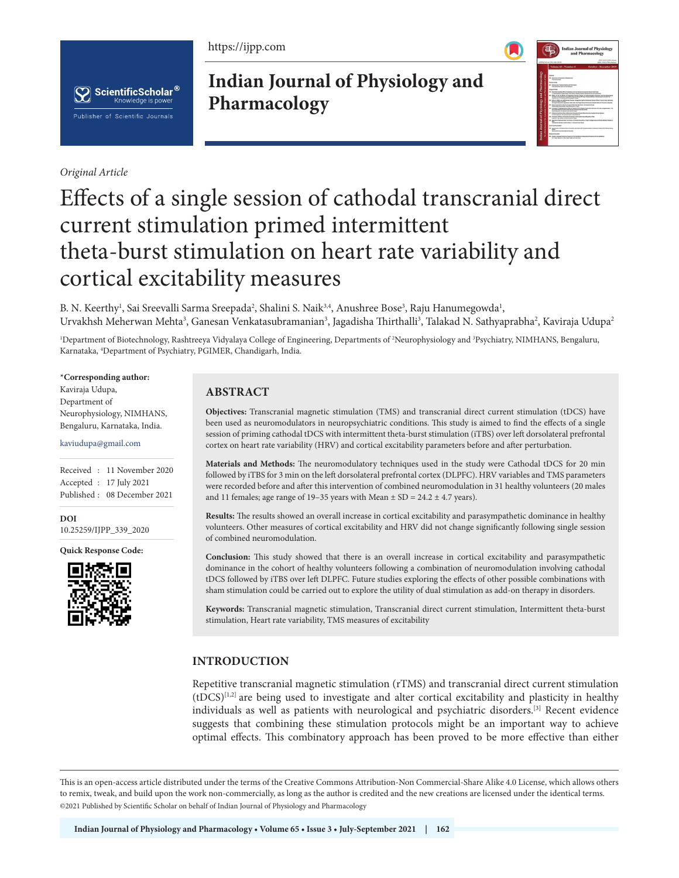*Original Article*

# Effects of a single session of cathodal transcranial direct current stimulation primed intermittent theta-burst stimulation on heart rate variability and cortical excitability measures

B. N. Keerthy[1], Sai Sreevalli Sarma Sreepada[2], Shalini S. Naik[3,4], Anushree Bose[3], Raju Hanumegowda[1], Urvakhsh Meherwan Mehta[3], Ganesan Venkatasubramanian[3], Jagadisha Thirthalli[3], Talakad N. Sathyaprabha[2], Kaviraja Udupa[2]

[1]Department of Biotechnology, Rashtreeya Vidyalaya College of Engineering, Departments of [2]Neurophysiology and [3]Psychiatry, NIMHANS, Bengaluru, Karnataka, [4]Department of Psychiatry, PGIMER, Chandigarh, India.

**\*Corresponding author:**
Kaviraja Udupa,
Department of Neurophysiology, NIMHANS, Bengaluru, Karnataka, India.

kaviudupa@gmail.com

Received : 11 November 2020
Accepted : 17 July 2021
Published : 08 December 2021

**DOI**
10.25259/IJPP_339_2020

**Quick Response Code:**

## ABSTRACT

**Objectives:** Transcranial magnetic stimulation (TMS) and transcranial direct current stimulation (tDCS) have been used as neuromodulators in neuropsychiatric conditions. This study is aimed to find the effects of a single session of priming cathodal tDCS with intermittent theta-burst stimulation (iTBS) over left dorsolateral prefrontal cortex on heart rate variability (HRV) and cortical excitability parameters before and after perturbation.

**Materials and Methods:** The neuromodulatory techniques used in the study were Cathodal tDCS for 20 min followed by iTBS for 3 min on the left dorsolateral prefrontal cortex (DLPFC). HRV variables and TMS parameters were recorded before and after this intervention of combined neuromodulation in 31 healthy volunteers (20 males and 11 females; age range of 19–35 years with Mean ± SD = 24.2 ± 4.7 years).

**Results:** The results showed an overall increase in cortical excitability and parasympathetic dominance in healthy volunteers. Other measures of cortical excitability and HRV did not change significantly following single session of combined neuromodulation.

**Conclusion:** This study showed that there is an overall increase in cortical excitability and parasympathetic dominance in the cohort of healthy volunteers following a combination of neuromodulation involving cathodal tDCS followed by iTBS over left DLPFC. Future studies exploring the effects of other possible combinations with sham stimulation could be carried out to explore the utility of dual stimulation as add-on therapy in disorders.

**Keywords:** Transcranial magnetic stimulation, Transcranial direct current stimulation, Intermittent theta-burst stimulation, Heart rate variability, TMS measures of excitability

## INTRODUCTION

Repetitive transcranial magnetic stimulation (rTMS) and transcranial direct current stimulation (tDCS)[1,2] are being used to investigate and alter cortical excitability and plasticity in healthy individuals as well as patients with neurological and psychiatric disorders.[3] Recent evidence suggests that combining these stimulation protocols might be an important way to achieve optimal effects. This combinatory approach has been proved to be more effective than either

This is an open-access article distributed under the terms of the Creative Commons Attribution-Non Commercial-Share Alike 4.0 License, which allows others to remix, tweak, and build upon the work non-commercially, as long as the author is credited and the new creations are licensed under the identical terms.
©2021 Published by Scientific Scholar on behalf of Indian Journal of Physiology and Pharmacology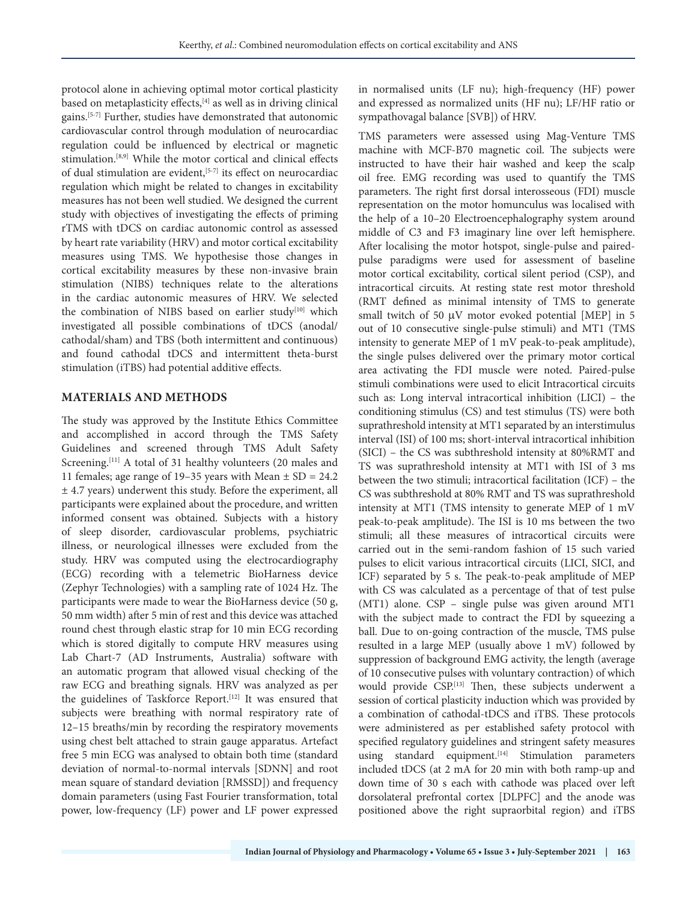protocol alone in achieving optimal motor cortical plasticity based on metaplasticity effects,[4] as well as in driving clinical gains.[5-7] Further, studies have demonstrated that autonomic cardiovascular control through modulation of neurocardiac regulation could be influenced by electrical or magnetic stimulation.[8,9] While the motor cortical and clinical effects of dual stimulation are evident,[5-7] its effect on neurocardiac regulation which might be related to changes in excitability measures has not been well studied. We designed the current study with objectives of investigating the effects of priming rTMS with tDCS on cardiac autonomic control as assessed by heart rate variability (HRV) and motor cortical excitability measures using TMS. We hypothesise those changes in cortical excitability measures by these non-invasive brain stimulation (NIBS) techniques relate to the alterations in the cardiac autonomic measures of HRV. We selected the combination of NIBS based on earlier study[10] which investigated all possible combinations of tDCS (anodal/cathodal/sham) and TBS (both intermittent and continuous) and found cathodal tDCS and intermittent theta-burst stimulation (iTBS) had potential additive effects.

## MATERIALS AND METHODS

The study was approved by the Institute Ethics Committee and accomplished in accord through the TMS Safety Guidelines and screened through TMS Adult Safety Screening.[11] A total of 31 healthy volunteers (20 males and 11 females; age range of 19–35 years with Mean ± SD = 24.2 ± 4.7 years) underwent this study. Before the experiment, all participants were explained about the procedure, and written informed consent was obtained. Subjects with a history of sleep disorder, cardiovascular problems, psychiatric illness, or neurological illnesses were excluded from the study. HRV was computed using the electrocardiography (ECG) recording with a telemetric BioHarness device (Zephyr Technologies) with a sampling rate of 1024 Hz. The participants were made to wear the BioHarness device (50 g, 50 mm width) after 5 min of rest and this device was attached round chest through elastic strap for 10 min ECG recording which is stored digitally to compute HRV measures using Lab Chart-7 (AD Instruments, Australia) software with an automatic program that allowed visual checking of the raw ECG and breathing signals. HRV was analyzed as per the guidelines of Taskforce Report.[12] It was ensured that subjects were breathing with normal respiratory rate of 12–15 breaths/min by recording the respiratory movements using chest belt attached to strain gauge apparatus. Artefact free 5 min ECG was analysed to obtain both time (standard deviation of normal-to-normal intervals [SDNN] and root mean square of standard deviation [RMSSD]) and frequency domain parameters (using Fast Fourier transformation, total power, low-frequency (LF) power and LF power expressed in normalised units (LF nu); high-frequency (HF) power and expressed as normalized units (HF nu); LF/HF ratio or sympathovagal balance [SVB]) of HRV.

TMS parameters were assessed using Mag-Venture TMS machine with MCF-B70 magnetic coil. The subjects were instructed to have their hair washed and keep the scalp oil free. EMG recording was used to quantify the TMS parameters. The right first dorsal interosseous (FDI) muscle representation on the motor homunculus was localised with the help of a 10–20 Electroencephalography system around middle of C3 and F3 imaginary line over left hemisphere. After localising the motor hotspot, single-pulse and paired-pulse paradigms were used for assessment of baseline motor cortical excitability, cortical silent period (CSP), and intracortical circuits. At resting state rest motor threshold (RMT defined as minimal intensity of TMS to generate small twitch of 50 μV motor evoked potential [MEP] in 5 out of 10 consecutive single-pulse stimuli) and MT1 (TMS intensity to generate MEP of 1 mV peak-to-peak amplitude), the single pulses delivered over the primary motor cortical area activating the FDI muscle were noted. Paired-pulse stimuli combinations were used to elicit Intracortical circuits such as: Long interval intracortical inhibition (LICI) – the conditioning stimulus (CS) and test stimulus (TS) were both suprathreshold intensity at MT1 separated by an interstimulus interval (ISI) of 100 ms; short-interval intracortical inhibition (SICI) – the CS was subthreshold intensity at 80%RMT and TS was suprathreshold intensity at MT1 with ISI of 3 ms between the two stimuli; intracortical facilitation (ICF) – the CS was subthreshold at 80% RMT and TS was suprathreshold intensity at MT1 (TMS intensity to generate MEP of 1 mV peak-to-peak amplitude). The ISI is 10 ms between the two stimuli; all these measures of intracortical circuits were carried out in the semi-random fashion of 15 such varied pulses to elicit various intracortical circuits (LICI, SICI, and ICF) separated by 5 s. The peak-to-peak amplitude of MEP with CS was calculated as a percentage of that of test pulse (MT1) alone. CSP – single pulse was given around MT1 with the subject made to contract the FDI by squeezing a ball. Due to on-going contraction of the muscle, TMS pulse resulted in a large MEP (usually above 1 mV) followed by suppression of background EMG activity, the length (average of 10 consecutive pulses with voluntary contraction) of which would provide CSP.[13] Then, these subjects underwent a session of cortical plasticity induction which was provided by a combination of cathodal-tDCS and iTBS. These protocols were administered as per established safety protocol with specified regulatory guidelines and stringent safety measures using standard equipment.[14] Stimulation parameters included tDCS (at 2 mA for 20 min with both ramp-up and down time of 30 s each with cathode was placed over left dorsolateral prefrontal cortex [DLPFC] and the anode was positioned above the right supraorbital region) and iTBS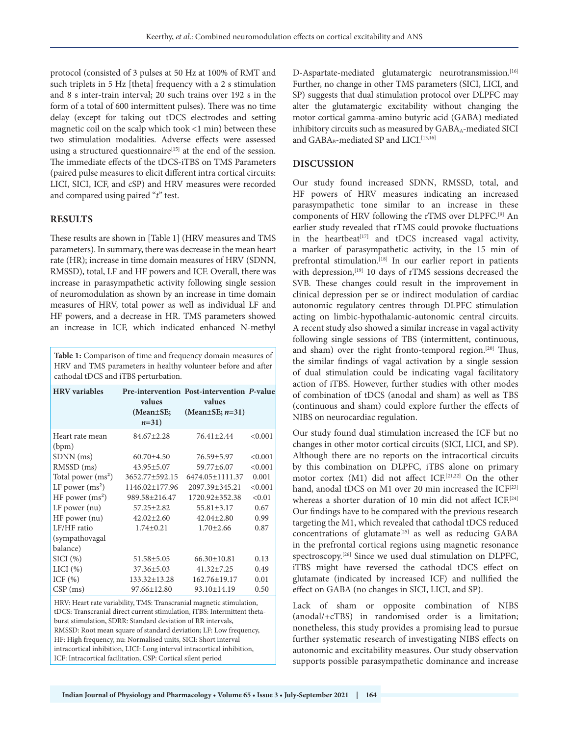protocol (consisted of 3 pulses at 50 Hz at 100% of RMT and such triplets in 5 Hz [theta] frequency with a 2 s stimulation and 8 s inter-train interval; 20 such trains over 192 s in the form of a total of 600 intermittent pulses). There was no time delay (except for taking out tDCS electrodes and setting magnetic coil on the scalp which took <1 min) between these two stimulation modalities. Adverse effects were assessed using a structured questionnaire[15] at the end of the session. The immediate effects of the tDCS-iTBS on TMS Parameters (paired pulse measures to elicit different intra cortical circuits: LICI, SICI, ICF, and cSP) and HRV measures were recorded and compared using paired "*t*" test.

## RESULTS

These results are shown in [Table 1] (HRV measures and TMS parameters). In summary, there was decrease in the mean heart rate (HR); increase in time domain measures of HRV (SDNN, RMSSD), total, LF and HF powers and ICF. Overall, there was increase in parasympathetic activity following single session of neuromodulation as shown by an increase in time domain measures of HRV, total power as well as individual LF and HF powers, and a decrease in HR. TMS parameters showed an increase in ICF, which indicated enhanced N-methyl D-Aspartate-mediated glutamatergic neurotransmission.[16] Further, no change in other TMS parameters (SICI, LICI, and SP) suggests that dual stimulation protocol over DLPFC may alter the glutamatergic excitability without changing the motor cortical gamma-amino butyric acid (GABA) mediated inhibitory circuits such as measured by $GABA_A$-mediated SICI and $GABA_B$-mediated SP and LICI.[13,16]

**Table 1:** Comparison of time and frequency domain measures of HRV and TMS parameters in healthy volunteer before and after cathodal tDCS and iTBS perturbation.

| HRV variables | Pre-intervention values (Mean±SE; *n*=31) | Post-intervention values (Mean±SE; *n*=31) | *P*-value |
|---|---|---|---|
| Heart rate mean (bpm) | 84.67±2.28 | 76.41±2.44 | <0.001 |
| SDNN (ms) | 60.70±4.50 | 76.59±5.97 | <0.001 |
| RMSSD (ms) | 43.95±5.07 | 59.77±6.07 | <0.001 |
| Total power ($ms^2$) | 3652.77±592.15 | 6474.05±1111.37 | 0.001 |
| LF power ($ms^2$) | 1146.02±177.96 | 2097.39±345.21 | <0.001 |
| HF power ($ms^2$) | 989.58±216.47 | 1720.92±352.38 | <0.01 |
| LF power (nu) | 57.25±2.82 | 55.81±3.17 | 0.67 |
| HF power (nu) | 42.02±2.60 | 42.04±2.80 | 0.99 |
| LF/HF ratio (sympathovagal balance) | 1.74±0.21 | 1.70±2.66 | 0.87 |
| SICI (%) | 51.58±5.05 | 66.30±10.81 | 0.13 |
| LICI (%) | 37.36±5.03 | 41.32±7.25 | 0.49 |
| ICF (%) | 133.32±13.28 | 162.76±19.17 | 0.01 |
| CSP (ms) | 97.66±12.80 | 93.10±14.19 | 0.50 |

HRV: Heart rate variability, TMS: Transcranial magnetic stimulation, tDCS: Transcranial direct current stimulation, iTBS: Intermittent theta-burst stimulation, SDRR: Standard deviation of RR intervals, RMSSD: Root mean square of standard deviation; LF: Low frequency, HF: High frequency, nu: Normalised units, SICI: Short interval intracortical inhibition, LICI: Long interval intracortical inhibition, ICF: Intracortical facilitation, CSP: Cortical silent period

## DISCUSSION

Our study found increased SDNN, RMSSD, total, and HF powers of HRV measures indicating an increased parasympathetic tone similar to an increase in these components of HRV following the rTMS over DLPFC.[9] An earlier study revealed that rTMS could provoke fluctuations in the heartbeat[17] and tDCS increased vagal activity, a marker of parasympathetic activity, in the 15 min of prefrontal stimulation.[18] In our earlier report in patients with depression,[19] 10 days of rTMS sessions decreased the SVB. These changes could result in the improvement in clinical depression per se or indirect modulation of cardiac autonomic regulatory centres through DLPFC stimulation acting on limbic-hypothalamic-autonomic central circuits. A recent study also showed a similar increase in vagal activity following single sessions of TBS (intermittent, continuous, and sham) over the right fronto-temporal region.[20] Thus, the similar findings of vagal activation by a single session of dual stimulation could be indicating vagal facilitatory action of iTBS. However, further studies with other modes of combination of tDCS (anodal and sham) as well as TBS (continuous and sham) could explore further the effects of NIBS on neurocardiac regulation.

Our study found dual stimulation increased the ICF but no changes in other motor cortical circuits (SICI, LICI, and SP). Although there are no reports on the intracortical circuits by this combination on DLPFC, iTBS alone on primary motor cortex (M1) did not affect ICF.[21,22] On the other hand, anodal tDCS on M1 over 20 min increased the ICF[23] whereas a shorter duration of 10 min did not affect ICF.[24] Our findings have to be compared with the previous research targeting the M1, which revealed that cathodal tDCS reduced concentrations of glutamate[25] as well as reducing GABA in the prefrontal cortical regions using magnetic resonance spectroscopy.[26] Since we used dual stimulation on DLPFC, iTBS might have reversed the cathodal tDCS effect on glutamate (indicated by increased ICF) and nullified the effect on GABA (no changes in SICI, LICI, and SP).

Lack of sham or opposite combination of NIBS (anodal/+cTBS) in randomised order is a limitation; nonetheless, this study provides a promising lead to pursue further systematic research of investigating NIBS effects on autonomic and excitability measures. Our study observation supports possible parasympathetic dominance and increase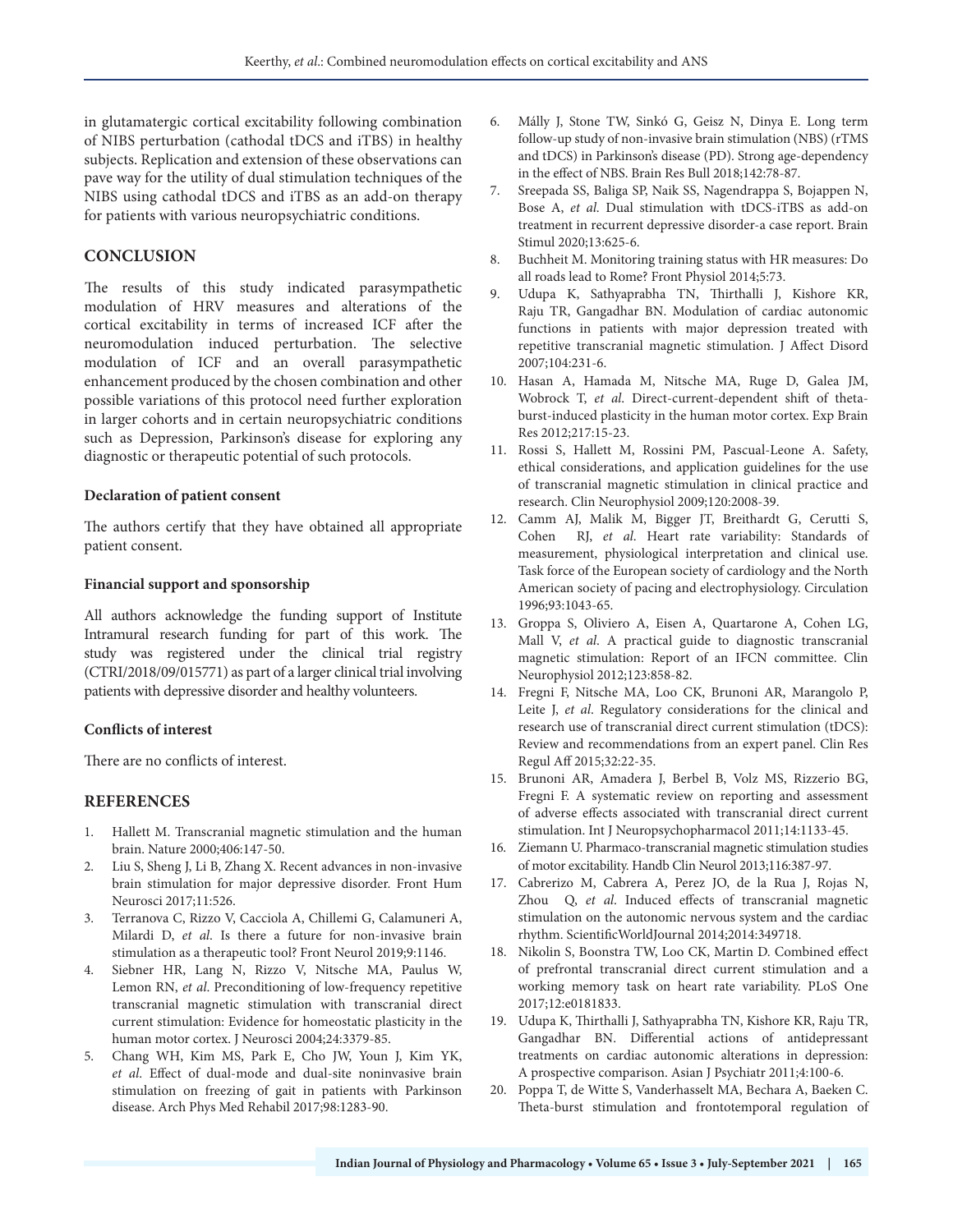in glutamatergic cortical excitability following combination of NIBS perturbation (cathodal tDCS and iTBS) in healthy subjects. Replication and extension of these observations can pave way for the utility of dual stimulation techniques of the NIBS using cathodal tDCS and iTBS as an add-on therapy for patients with various neuropsychiatric conditions.

## CONCLUSION

The results of this study indicated parasympathetic modulation of HRV measures and alterations of the cortical excitability in terms of increased ICF after the neuromodulation induced perturbation. The selective modulation of ICF and an overall parasympathetic enhancement produced by the chosen combination and other possible variations of this protocol need further exploration in larger cohorts and in certain neuropsychiatric conditions such as Depression, Parkinson's disease for exploring any diagnostic or therapeutic potential of such protocols.

### Declaration of patient consent

The authors certify that they have obtained all appropriate patient consent.

### Financial support and sponsorship

All authors acknowledge the funding support of Institute Intramural research funding for part of this work. The study was registered under the clinical trial registry (CTRI/2018/09/015771) as part of a larger clinical trial involving patients with depressive disorder and healthy volunteers.

### Conflicts of interest

There are no conflicts of interest.

## REFERENCES

1. Hallett M. Transcranial magnetic stimulation and the human brain. Nature 2000;406:147-50.
2. Liu S, Sheng J, Li B, Zhang X. Recent advances in non-invasive brain stimulation for major depressive disorder. Front Hum Neurosci 2017;11:526.
3. Terranova C, Rizzo V, Cacciola A, Chillemi G, Calamuneri A, Milardi D, *et al*. Is there a future for non-invasive brain stimulation as a therapeutic tool? Front Neurol 2019;9:1146.
4. Siebner HR, Lang N, Rizzo V, Nitsche MA, Paulus W, Lemon RN, *et al*. Preconditioning of low-frequency repetitive transcranial magnetic stimulation with transcranial direct current stimulation: Evidence for homeostatic plasticity in the human motor cortex. J Neurosci 2004;24:3379-85.
5. Chang WH, Kim MS, Park E, Cho JW, Youn J, Kim YK, *et al*. Effect of dual-mode and dual-site noninvasive brain stimulation on freezing of gait in patients with Parkinson disease. Arch Phys Med Rehabil 2017;98:1283-90.
6. Málly J, Stone TW, Sinkó G, Geisz N, Dinya E. Long term follow-up study of non-invasive brain stimulation (NBS) (rTMS and tDCS) in Parkinson's disease (PD). Strong age-dependency in the effect of NBS. Brain Res Bull 2018;142:78-87.
7. Sreepada SS, Baliga SP, Naik SS, Nagendrappa S, Bojappen N, Bose A, *et al*. Dual stimulation with tDCS-iTBS as add-on treatment in recurrent depressive disorder-a case report. Brain Stimul 2020;13:625-6.
8. Buchheit M. Monitoring training status with HR measures: Do all roads lead to Rome? Front Physiol 2014;5:73.
9. Udupa K, Sathyaprabha TN, Thirthalli J, Kishore KR, Raju TR, Gangadhar BN. Modulation of cardiac autonomic functions in patients with major depression treated with repetitive transcranial magnetic stimulation. J Affect Disord 2007;104:231-6.
10. Hasan A, Hamada M, Nitsche MA, Ruge D, Galea JM, Wobrock T, *et al*. Direct-current-dependent shift of theta-burst-induced plasticity in the human motor cortex. Exp Brain Res 2012;217:15-23.
11. Rossi S, Hallett M, Rossini PM, Pascual-Leone A. Safety, ethical considerations, and application guidelines for the use of transcranial magnetic stimulation in clinical practice and research. Clin Neurophysiol 2009;120:2008-39.
12. Camm AJ, Malik M, Bigger JT, Breithardt G, Cerutti S, Cohen RJ, *et al*. Heart rate variability: Standards of measurement, physiological interpretation and clinical use. Task force of the European society of cardiology and the North American society of pacing and electrophysiology. Circulation 1996;93:1043-65.
13. Groppa S, Oliviero A, Eisen A, Quartarone A, Cohen LG, Mall V, *et al*. A practical guide to diagnostic transcranial magnetic stimulation: Report of an IFCN committee. Clin Neurophysiol 2012;123:858-82.
14. Fregni F, Nitsche MA, Loo CK, Brunoni AR, Marangolo P, Leite J, *et al*. Regulatory considerations for the clinical and research use of transcranial direct current stimulation (tDCS): Review and recommendations from an expert panel. Clin Res Regul Aff 2015;32:22-35.
15. Brunoni AR, Amadera J, Berbel B, Volz MS, Rizzerio BG, Fregni F. A systematic review on reporting and assessment of adverse effects associated with transcranial direct current stimulation. Int J Neuropsychopharmacol 2011;14:1133-45.
16. Ziemann U. Pharmaco-transcranial magnetic stimulation studies of motor excitability. Handb Clin Neurol 2013;116:387-97.
17. Cabrerizo M, Cabrera A, Perez JO, de la Rua J, Rojas N, Zhou Q, *et al*. Induced effects of transcranial magnetic stimulation on the autonomic nervous system and the cardiac rhythm. ScientificWorldJournal 2014;2014:349718.
18. Nikolin S, Boonstra TW, Loo CK, Martin D. Combined effect of prefrontal transcranial direct current stimulation and a working memory task on heart rate variability. PLoS One 2017;12:e0181833.
19. Udupa K, Thirthalli J, Sathyaprabha TN, Kishore KR, Raju TR, Gangadhar BN. Differential actions of antidepressant treatments on cardiac autonomic alterations in depression: A prospective comparison. Asian J Psychiatr 2011;4:100-6.
20. Poppa T, de Witte S, Vanderhasselt MA, Bechara A, Baeken C. Theta-burst stimulation and frontotemporal regulation of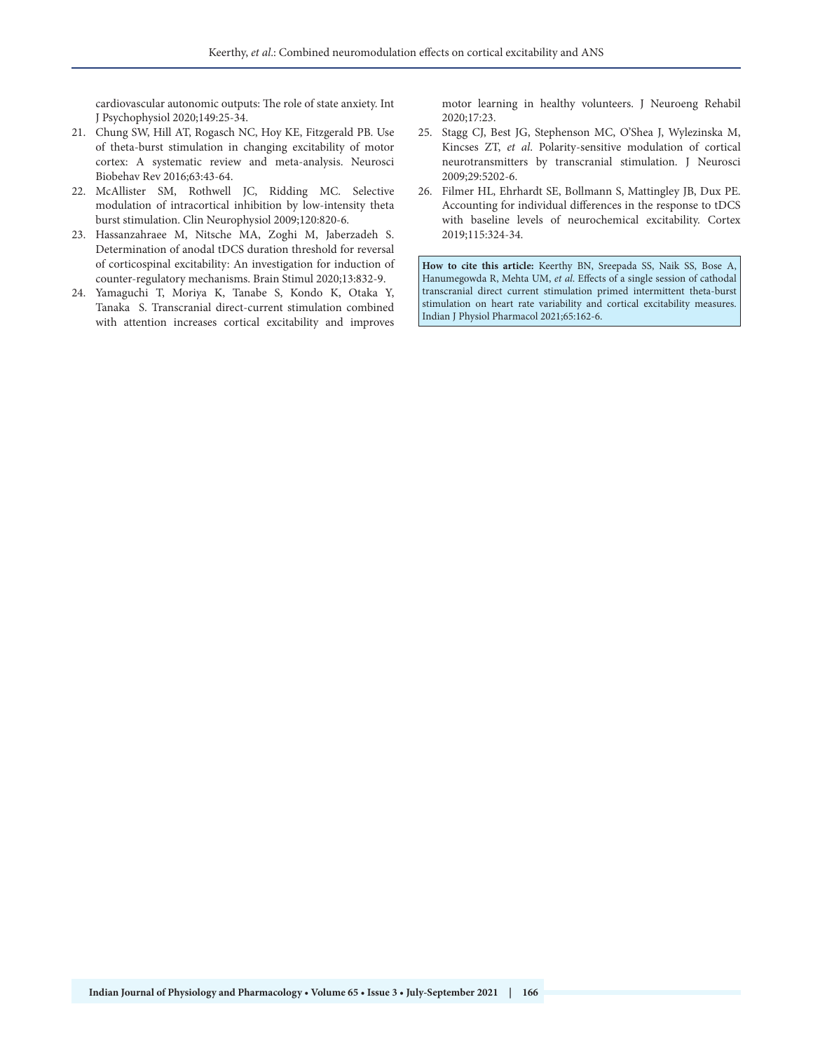cardiovascular autonomic outputs: The role of state anxiety. Int J Psychophysiol 2020;149:25-34.

21. Chung SW, Hill AT, Rogasch NC, Hoy KE, Fitzgerald PB. Use of theta-burst stimulation in changing excitability of motor cortex: A systematic review and meta-analysis. Neurosci Biobehav Rev 2016;63:43-64.
22. McAllister SM, Rothwell JC, Ridding MC. Selective modulation of intracortical inhibition by low-intensity theta burst stimulation. Clin Neurophysiol 2009;120:820-6.
23. Hassanzahraee M, Nitsche MA, Zoghi M, Jaberzadeh S. Determination of anodal tDCS duration threshold for reversal of corticospinal excitability: An investigation for induction of counter-regulatory mechanisms. Brain Stimul 2020;13:832-9.
24. Yamaguchi T, Moriya K, Tanabe S, Kondo K, Otaka Y, Tanaka S. Transcranial direct-current stimulation combined with attention increases cortical excitability and improves motor learning in healthy volunteers. J Neuroeng Rehabil 2020;17:23.
25. Stagg CJ, Best JG, Stephenson MC, O'Shea J, Wylezinska M, Kincses ZT, *et al*. Polarity-sensitive modulation of cortical neurotransmitters by transcranial stimulation. J Neurosci 2009;29:5202-6.
26. Filmer HL, Ehrhardt SE, Bollmann S, Mattingley JB, Dux PE. Accounting for individual differences in the response to tDCS with baseline levels of neurochemical excitability. Cortex 2019;115:324-34.

**How to cite this article:** Keerthy BN, Sreepada SS, Naik SS, Bose A, Hanumegowda R, Mehta UM, *et al*. Effects of a single session of cathodal transcranial direct current stimulation primed intermittent theta-burst stimulation on heart rate variability and cortical excitability measures. Indian J Physiol Pharmacol 2021;65:162-6.